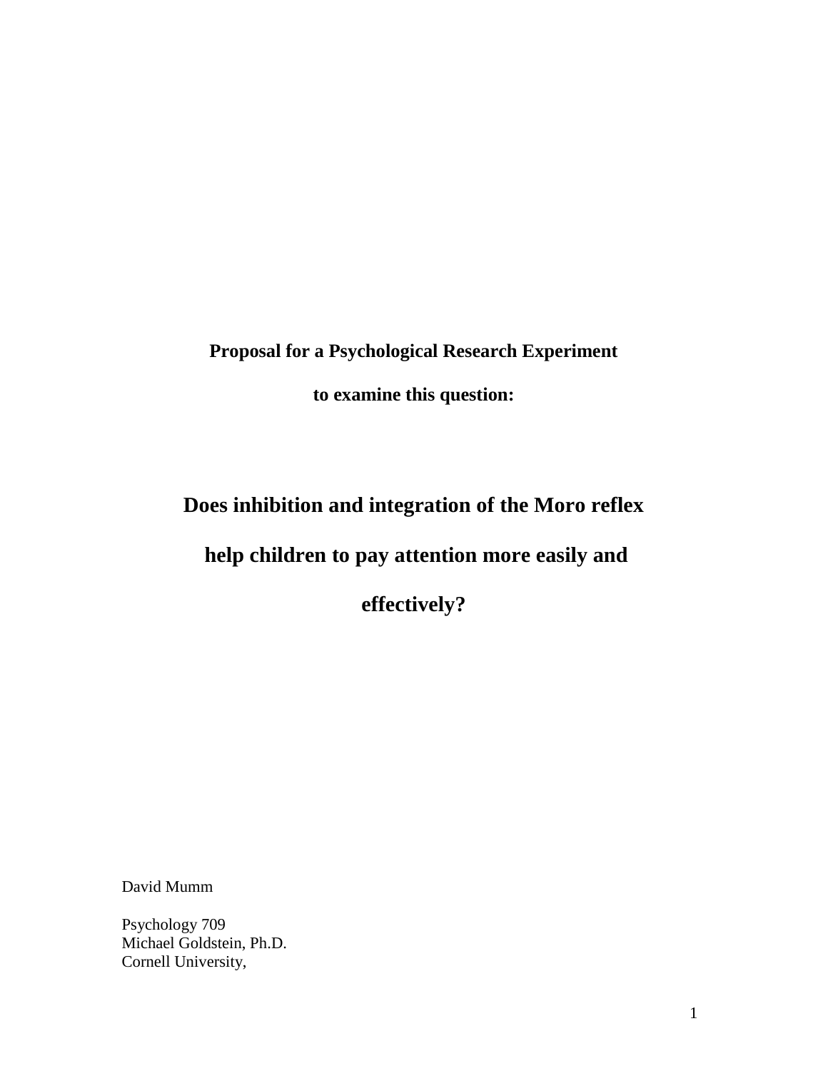**Proposal for a Psychological Research Experiment**

**to examine this question:**

# Does inhibition and integration of the Moro reflex help children to pay attention more easily and effectively?

David Mumm

Psychology 709
Michael Goldstein, Ph.D.
Cornell University,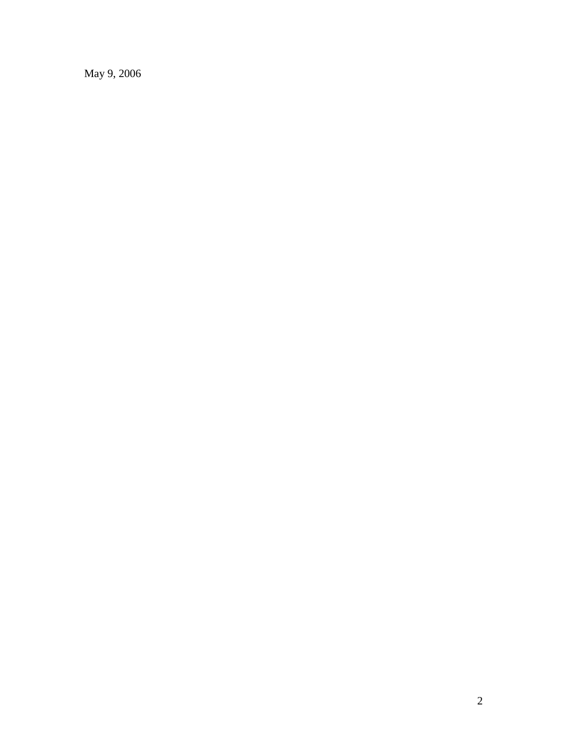May 9, 2006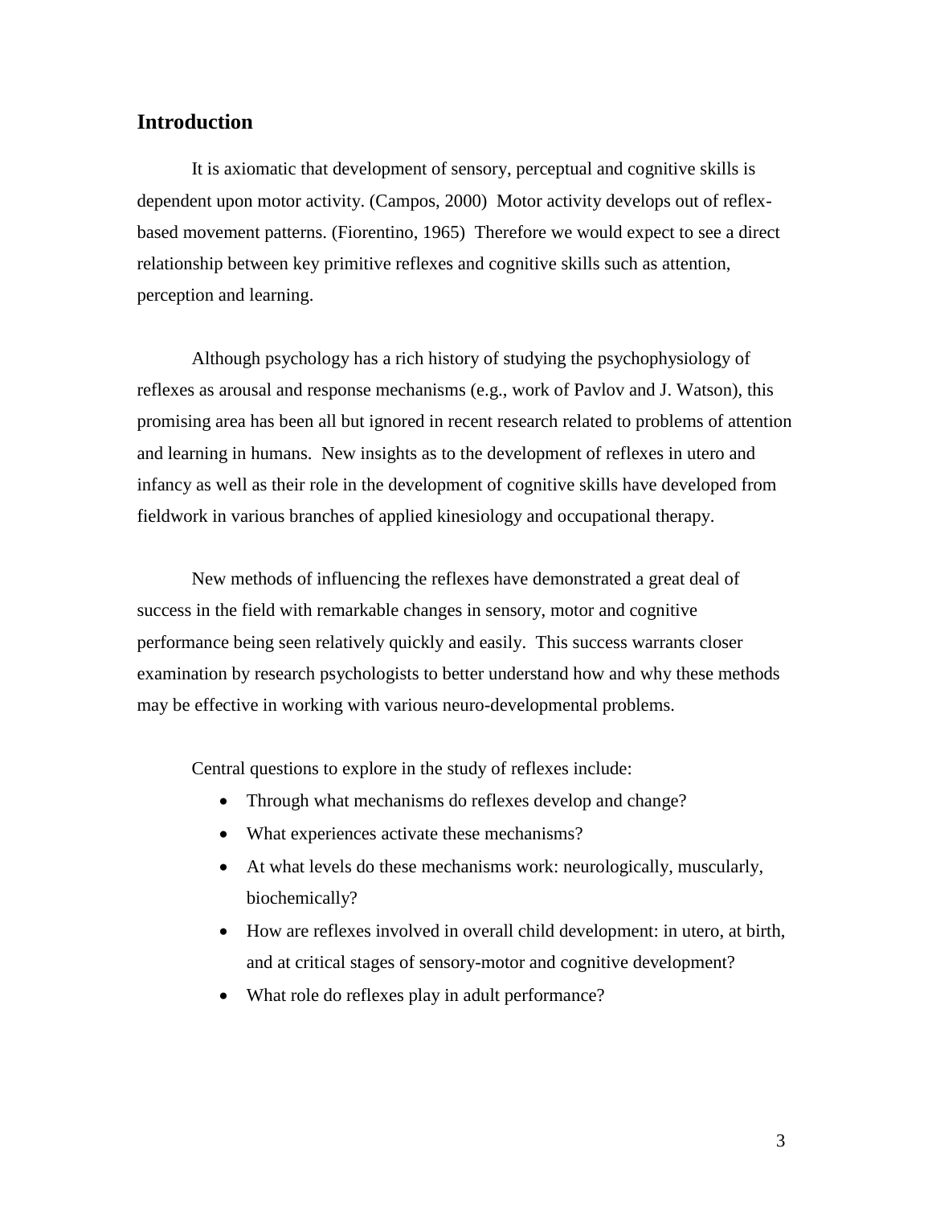## Introduction

It is axiomatic that development of sensory, perceptual and cognitive skills is dependent upon motor activity. (Campos, 2000) Motor activity develops out of reflex-based movement patterns. (Fiorentino, 1965) Therefore we would expect to see a direct relationship between key primitive reflexes and cognitive skills such as attention, perception and learning.

Although psychology has a rich history of studying the psychophysiology of reflexes as arousal and response mechanisms (e.g., work of Pavlov and J. Watson), this promising area has been all but ignored in recent research related to problems of attention and learning in humans. New insights as to the development of reflexes in utero and infancy as well as their role in the development of cognitive skills have developed from fieldwork in various branches of applied kinesiology and occupational therapy.

New methods of influencing the reflexes have demonstrated a great deal of success in the field with remarkable changes in sensory, motor and cognitive performance being seen relatively quickly and easily. This success warrants closer examination by research psychologists to better understand how and why these methods may be effective in working with various neuro-developmental problems.

Central questions to explore in the study of reflexes include:

- Through what mechanisms do reflexes develop and change?
- What experiences activate these mechanisms?
- At what levels do these mechanisms work: neurologically, muscularly, biochemically?
- How are reflexes involved in overall child development: in utero, at birth, and at critical stages of sensory-motor and cognitive development?
- What role do reflexes play in adult performance?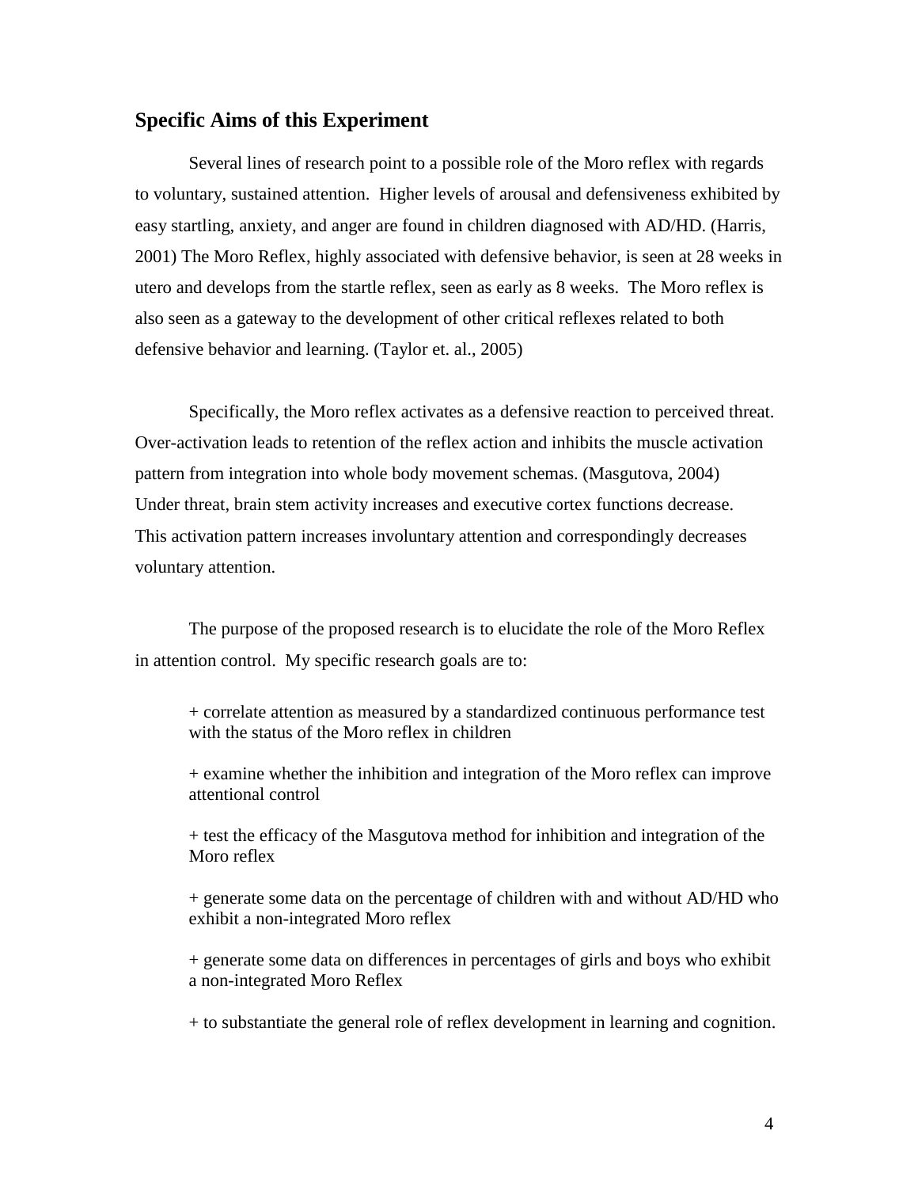## Specific Aims of this Experiment

Several lines of research point to a possible role of the Moro reflex with regards to voluntary, sustained attention. Higher levels of arousal and defensiveness exhibited by easy startling, anxiety, and anger are found in children diagnosed with AD/HD. (Harris, 2001) The Moro Reflex, highly associated with defensive behavior, is seen at 28 weeks in utero and develops from the startle reflex, seen as early as 8 weeks. The Moro reflex is also seen as a gateway to the development of other critical reflexes related to both defensive behavior and learning. (Taylor et. al., 2005)

Specifically, the Moro reflex activates as a defensive reaction to perceived threat. Over-activation leads to retention of the reflex action and inhibits the muscle activation pattern from integration into whole body movement schemas. (Masgutova, 2004) Under threat, brain stem activity increases and executive cortex functions decrease. This activation pattern increases involuntary attention and correspondingly decreases voluntary attention.

The purpose of the proposed research is to elucidate the role of the Moro Reflex in attention control. My specific research goals are to:

+ correlate attention as measured by a standardized continuous performance test with the status of the Moro reflex in children

+ examine whether the inhibition and integration of the Moro reflex can improve attentional control

+ test the efficacy of the Masgutova method for inhibition and integration of the Moro reflex

+ generate some data on the percentage of children with and without AD/HD who exhibit a non-integrated Moro reflex

+ generate some data on differences in percentages of girls and boys who exhibit a non-integrated Moro Reflex

+ to substantiate the general role of reflex development in learning and cognition.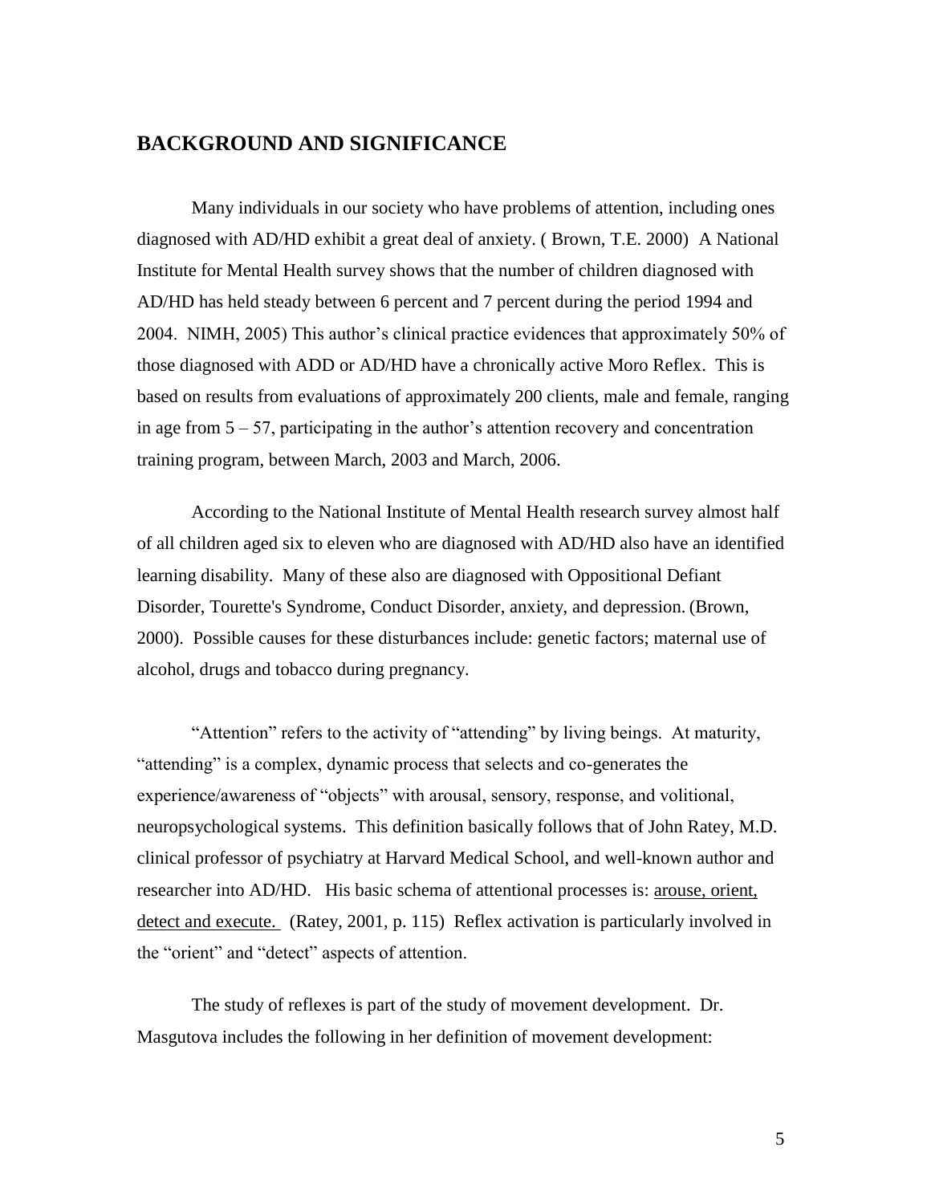## BACKGROUND AND SIGNIFICANCE

Many individuals in our society who have problems of attention, including ones diagnosed with AD/HD exhibit a great deal of anxiety. ( Brown, T.E. 2000) A National Institute for Mental Health survey shows that the number of children diagnosed with AD/HD has held steady between 6 percent and 7 percent during the period 1994 and 2004. NIMH, 2005) This author's clinical practice evidences that approximately 50% of those diagnosed with ADD or AD/HD have a chronically active Moro Reflex. This is based on results from evaluations of approximately 200 clients, male and female, ranging in age from 5 – 57, participating in the author's attention recovery and concentration training program, between March, 2003 and March, 2006.

According to the National Institute of Mental Health research survey almost half of all children aged six to eleven who are diagnosed with AD/HD also have an identified learning disability. Many of these also are diagnosed with Oppositional Defiant Disorder, Tourette's Syndrome, Conduct Disorder, anxiety, and depression. (Brown, 2000). Possible causes for these disturbances include: genetic factors; maternal use of alcohol, drugs and tobacco during pregnancy.

"Attention" refers to the activity of "attending" by living beings. At maturity, "attending" is a complex, dynamic process that selects and co-generates the experience/awareness of "objects" with arousal, sensory, response, and volitional, neuropsychological systems. This definition basically follows that of John Ratey, M.D. clinical professor of psychiatry at Harvard Medical School, and well-known author and researcher into AD/HD. His basic schema of attentional processes is: <u>arouse, orient, detect and execute.</u> (Ratey, 2001, p. 115) Reflex activation is particularly involved in the "orient" and "detect" aspects of attention.

The study of reflexes is part of the study of movement development. Dr. Masgutova includes the following in her definition of movement development: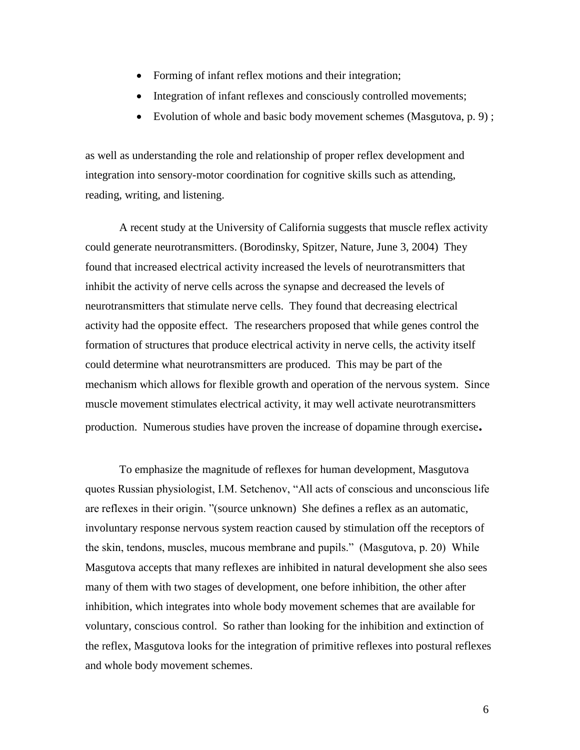- Forming of infant reflex motions and their integration;
- Integration of infant reflexes and consciously controlled movements;
- Evolution of whole and basic body movement schemes (Masgutova, p. 9) ;

as well as understanding the role and relationship of proper reflex development and integration into sensory-motor coordination for cognitive skills such as attending, reading, writing, and listening.

A recent study at the University of California suggests that muscle reflex activity could generate neurotransmitters. (Borodinsky, Spitzer, Nature, June 3, 2004) They found that increased electrical activity increased the levels of neurotransmitters that inhibit the activity of nerve cells across the synapse and decreased the levels of neurotransmitters that stimulate nerve cells. They found that decreasing electrical activity had the opposite effect. The researchers proposed that while genes control the formation of structures that produce electrical activity in nerve cells, the activity itself could determine what neurotransmitters are produced. This may be part of the mechanism which allows for flexible growth and operation of the nervous system. Since muscle movement stimulates electrical activity, it may well activate neurotransmitters production. Numerous studies have proven the increase of dopamine through exercise**.**

To emphasize the magnitude of reflexes for human development, Masgutova quotes Russian physiologist, I.M. Setchenov, "All acts of conscious and unconscious life are reflexes in their origin. "(source unknown) She defines a reflex as an automatic, involuntary response nervous system reaction caused by stimulation off the receptors of the skin, tendons, muscles, mucous membrane and pupils." (Masgutova, p. 20) While Masgutova accepts that many reflexes are inhibited in natural development she also sees many of them with two stages of development, one before inhibition, the other after inhibition, which integrates into whole body movement schemes that are available for voluntary, conscious control. So rather than looking for the inhibition and extinction of the reflex, Masgutova looks for the integration of primitive reflexes into postural reflexes and whole body movement schemes.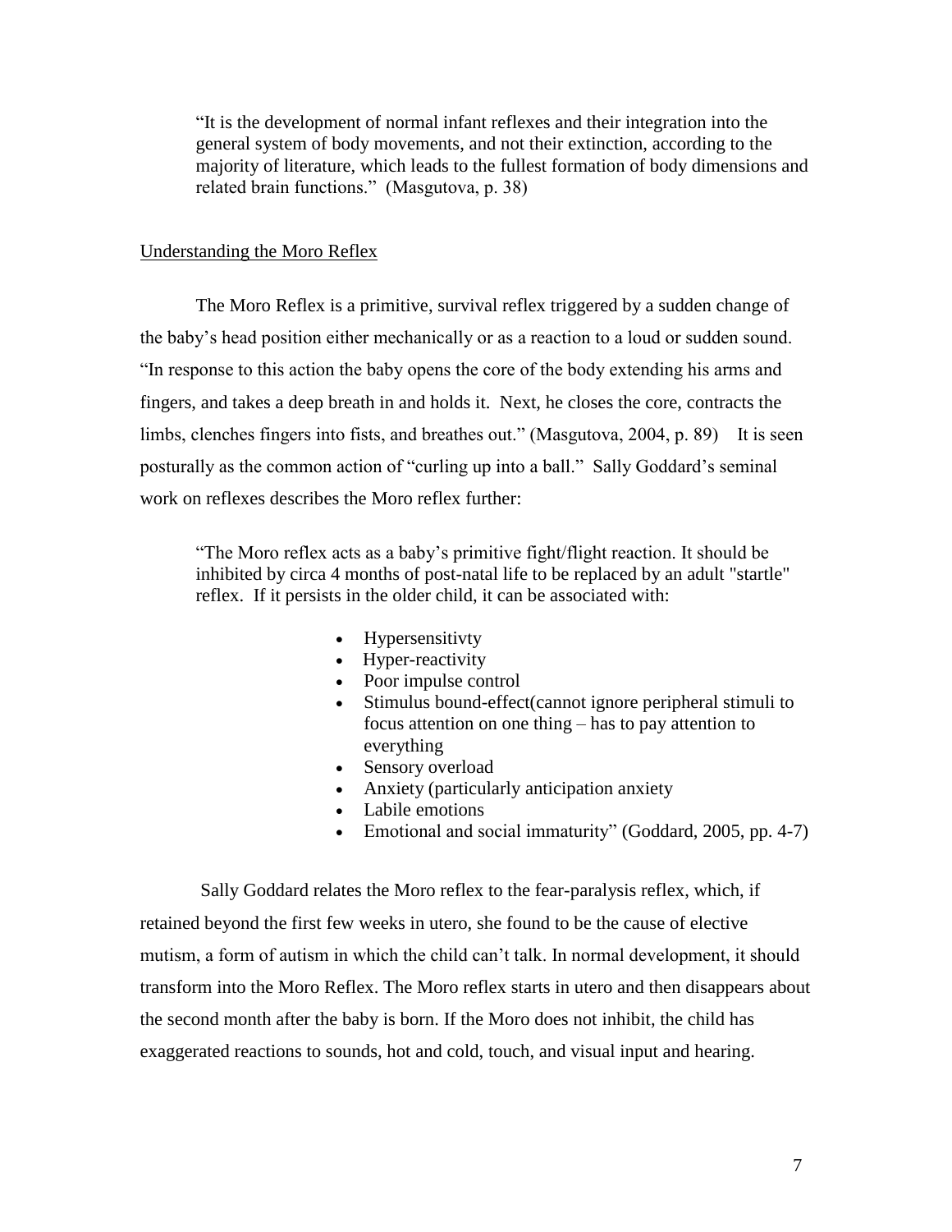> "It is the development of normal infant reflexes and their integration into the general system of body movements, and not their extinction, according to the majority of literature, which leads to the fullest formation of body dimensions and related brain functions." (Masgutova, p. 38)

<u>Understanding the Moro Reflex</u>

The Moro Reflex is a primitive, survival reflex triggered by a sudden change of the baby's head position either mechanically or as a reaction to a loud or sudden sound. "In response to this action the baby opens the core of the body extending his arms and fingers, and takes a deep breath in and holds it. Next, he closes the core, contracts the limbs, clenches fingers into fists, and breathes out." (Masgutova, 2004, p. 89) It is seen posturally as the common action of "curling up into a ball." Sally Goddard's seminal work on reflexes describes the Moro reflex further:

> "The Moro reflex acts as a baby's primitive fight/flight reaction. It should be inhibited by circa 4 months of post-natal life to be replaced by an adult "startle" reflex. If it persists in the older child, it can be associated with:
>
> - Hypersensitivty
> - Hyper-reactivity
> - Poor impulse control
> - Stimulus bound-effect(cannot ignore peripheral stimuli to focus attention on one thing – has to pay attention to everything
> - Sensory overload
> - Anxiety (particularly anticipation anxiety
> - Labile emotions
> - Emotional and social immaturity" (Goddard, 2005, pp. 4-7)

Sally Goddard relates the Moro reflex to the fear-paralysis reflex, which, if retained beyond the first few weeks in utero, she found to be the cause of elective mutism, a form of autism in which the child can't talk. In normal development, it should transform into the Moro Reflex. The Moro reflex starts in utero and then disappears about the second month after the baby is born. If the Moro does not inhibit, the child has exaggerated reactions to sounds, hot and cold, touch, and visual input and hearing.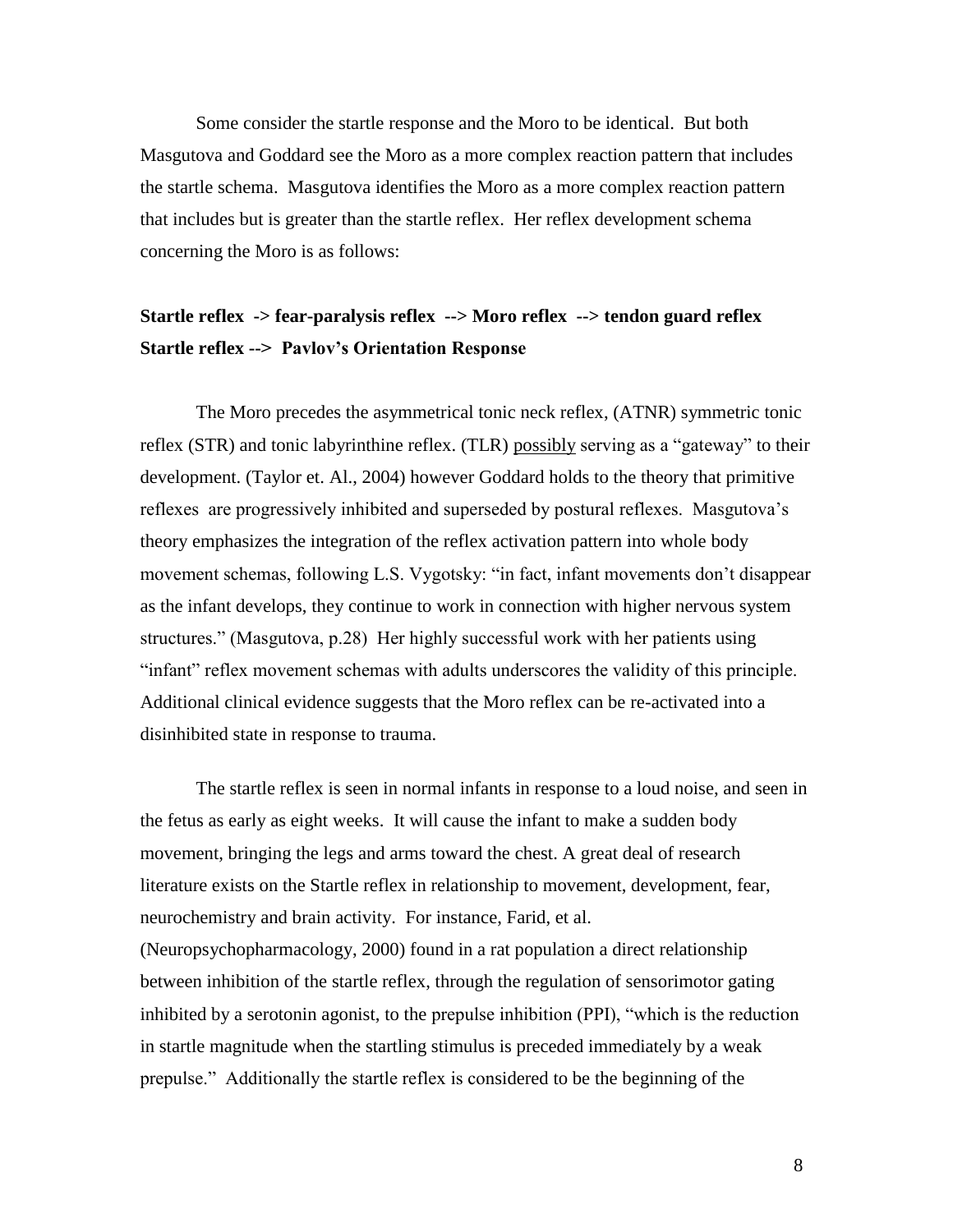Some consider the startle response and the Moro to be identical. But both Masgutova and Goddard see the Moro as a more complex reaction pattern that includes the startle schema. Masgutova identifies the Moro as a more complex reaction pattern that includes but is greater than the startle reflex. Her reflex development schema concerning the Moro is as follows:

**Startle reflex -> fear-paralysis reflex --> Moro reflex --> tendon guard reflex**
**Startle reflex --> Pavlov's Orientation Response**

The Moro precedes the asymmetrical tonic neck reflex, (ATNR) symmetric tonic reflex (STR) and tonic labyrinthine reflex. (TLR) <u>possibly</u> serving as a "gateway" to their development. (Taylor et. Al., 2004) however Goddard holds to the theory that primitive reflexes are progressively inhibited and superseded by postural reflexes. Masgutova's theory emphasizes the integration of the reflex activation pattern into whole body movement schemas, following L.S. Vygotsky: "in fact, infant movements don't disappear as the infant develops, they continue to work in connection with higher nervous system structures." (Masgutova, p.28) Her highly successful work with her patients using "infant" reflex movement schemas with adults underscores the validity of this principle. Additional clinical evidence suggests that the Moro reflex can be re-activated into a disinhibited state in response to trauma.

The startle reflex is seen in normal infants in response to a loud noise, and seen in the fetus as early as eight weeks. It will cause the infant to make a sudden body movement, bringing the legs and arms toward the chest. A great deal of research literature exists on the Startle reflex in relationship to movement, development, fear, neurochemistry and brain activity. For instance, Farid, et al. (Neuropsychopharmacology, 2000) found in a rat population a direct relationship between inhibition of the startle reflex, through the regulation of sensorimotor gating inhibited by a serotonin agonist, to the prepulse inhibition (PPI), "which is the reduction in startle magnitude when the startling stimulus is preceded immediately by a weak prepulse." Additionally the startle reflex is considered to be the beginning of the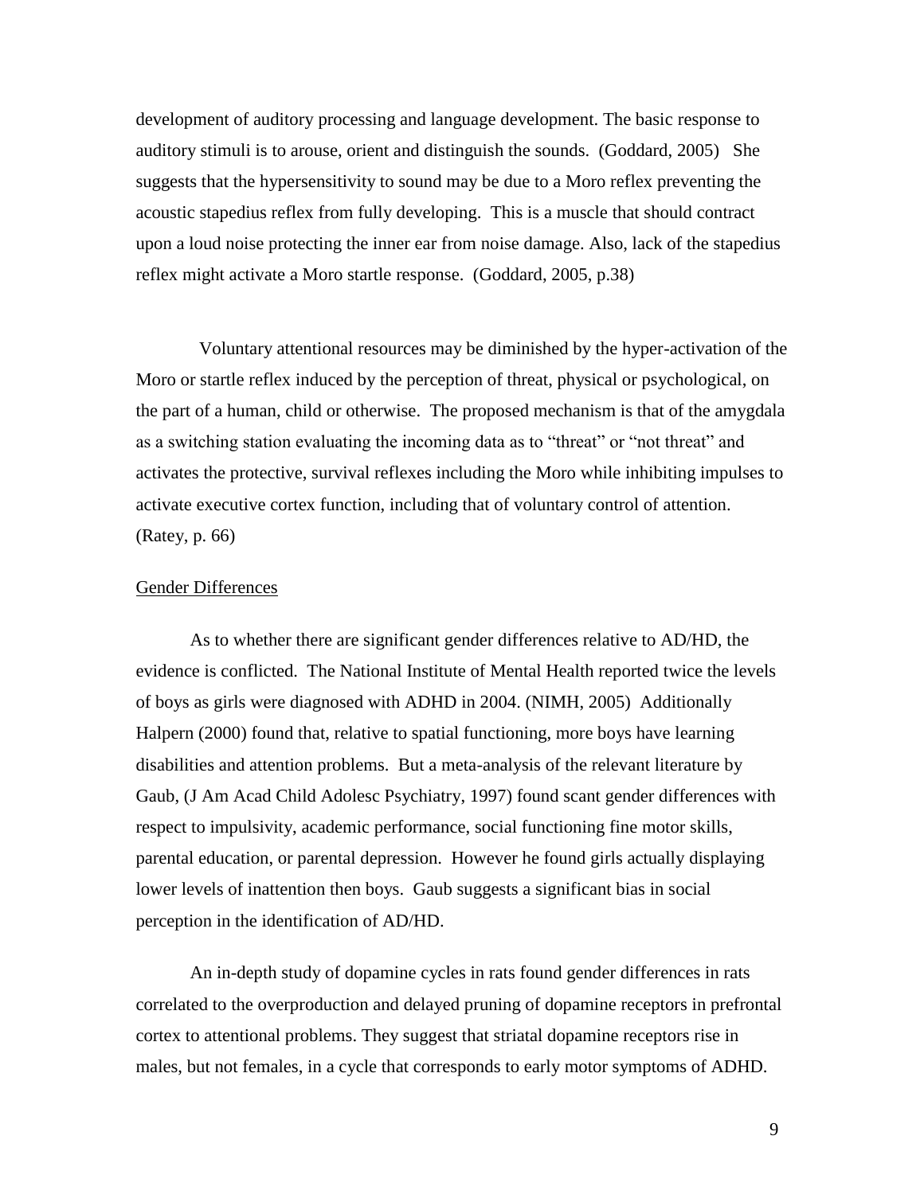development of auditory processing and language development. The basic response to auditory stimuli is to arouse, orient and distinguish the sounds. (Goddard, 2005) She suggests that the hypersensitivity to sound may be due to a Moro reflex preventing the acoustic stapedius reflex from fully developing. This is a muscle that should contract upon a loud noise protecting the inner ear from noise damage. Also, lack of the stapedius reflex might activate a Moro startle response. (Goddard, 2005, p.38)

Voluntary attentional resources may be diminished by the hyper-activation of the Moro or startle reflex induced by the perception of threat, physical or psychological, on the part of a human, child or otherwise. The proposed mechanism is that of the amygdala as a switching station evaluating the incoming data as to "threat" or "not threat" and activates the protective, survival reflexes including the Moro while inhibiting impulses to activate executive cortex function, including that of voluntary control of attention. (Ratey, p. 66)

<u>Gender Differences</u>

As to whether there are significant gender differences relative to AD/HD, the evidence is conflicted. The National Institute of Mental Health reported twice the levels of boys as girls were diagnosed with ADHD in 2004. (NIMH, 2005) Additionally Halpern (2000) found that, relative to spatial functioning, more boys have learning disabilities and attention problems. But a meta-analysis of the relevant literature by Gaub, (J Am Acad Child Adolesc Psychiatry, 1997) found scant gender differences with respect to impulsivity, academic performance, social functioning fine motor skills, parental education, or parental depression. However he found girls actually displaying lower levels of inattention then boys. Gaub suggests a significant bias in social perception in the identification of AD/HD.

An in-depth study of dopamine cycles in rats found gender differences in rats correlated to the overproduction and delayed pruning of dopamine receptors in prefrontal cortex to attentional problems. They suggest that striatal dopamine receptors rise in males, but not females, in a cycle that corresponds to early motor symptoms of ADHD.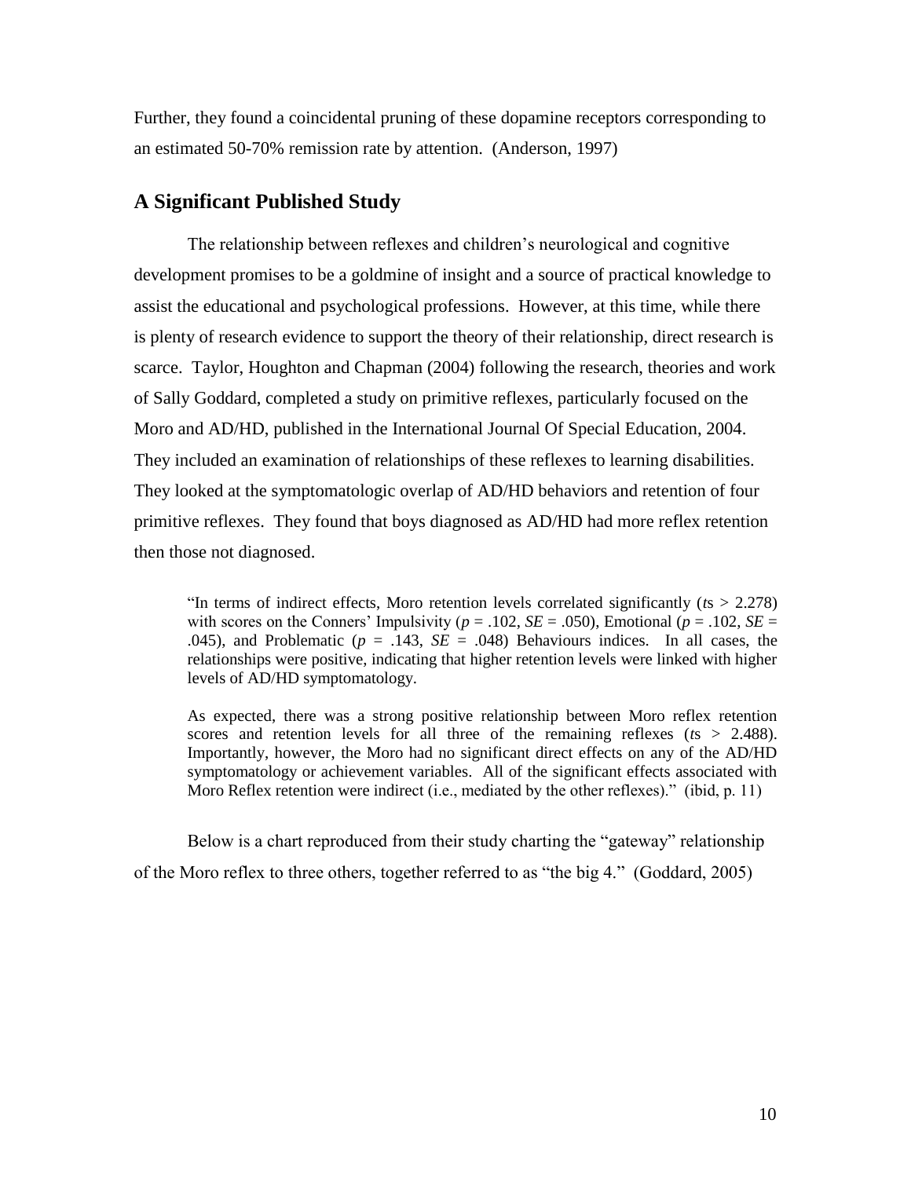Further, they found a coincidental pruning of these dopamine receptors corresponding to an estimated 50-70% remission rate by attention. (Anderson, 1997)

## A Significant Published Study

The relationship between reflexes and children's neurological and cognitive development promises to be a goldmine of insight and a source of practical knowledge to assist the educational and psychological professions. However, at this time, while there is plenty of research evidence to support the theory of their relationship, direct research is scarce. Taylor, Houghton and Chapman (2004) following the research, theories and work of Sally Goddard, completed a study on primitive reflexes, particularly focused on the Moro and AD/HD, published in the International Journal Of Special Education, 2004. They included an examination of relationships of these reflexes to learning disabilities. They looked at the symptomatologic overlap of AD/HD behaviors and retention of four primitive reflexes. They found that boys diagnosed as AD/HD had more reflex retention then those not diagnosed.

> "In terms of indirect effects, Moro retention levels correlated significantly (*t*s > 2.278) with scores on the Conners' Impulsivity (*p* = .102, *SE* = .050), Emotional (*p* = .102, *SE* = .045), and Problematic (*p* = .143, *SE* = .048) Behaviours indices. In all cases, the relationships were positive, indicating that higher retention levels were linked with higher levels of AD/HD symptomatology.
>
> As expected, there was a strong positive relationship between Moro reflex retention scores and retention levels for all three of the remaining reflexes (*t*s > 2.488). Importantly, however, the Moro had no significant direct effects on any of the AD/HD symptomatology or achievement variables. All of the significant effects associated with Moro Reflex retention were indirect (i.e., mediated by the other reflexes)." (ibid, p. 11)

Below is a chart reproduced from their study charting the "gateway" relationship of the Moro reflex to three others, together referred to as "the big 4." (Goddard, 2005)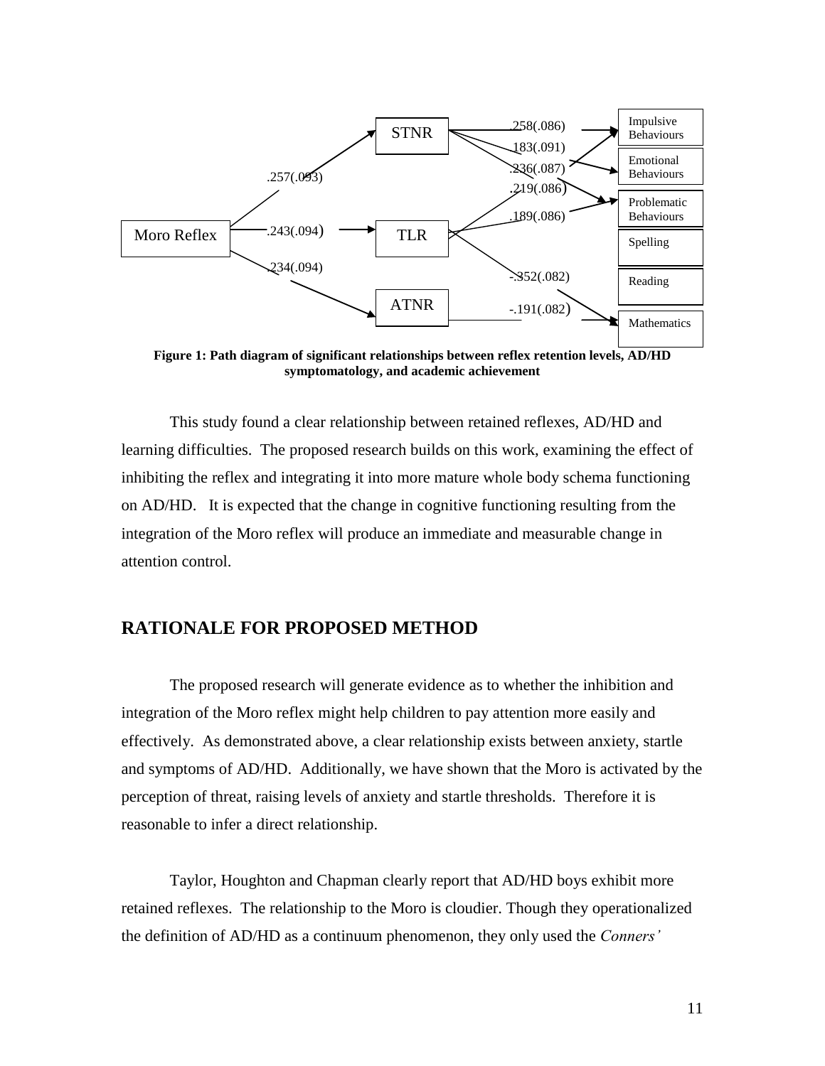Figure 1: Path diagram of significant relationships between reflex retention levels, AD/HD symptomatology, and academic achievement

This study found a clear relationship between retained reflexes, AD/HD and learning difficulties. The proposed research builds on this work, examining the effect of inhibiting the reflex and integrating it into more mature whole body schema functioning on AD/HD. It is expected that the change in cognitive functioning resulting from the integration of the Moro reflex will produce an immediate and measurable change in attention control.

## RATIONALE FOR PROPOSED METHOD

The proposed research will generate evidence as to whether the inhibition and integration of the Moro reflex might help children to pay attention more easily and effectively. As demonstrated above, a clear relationship exists between anxiety, startle and symptoms of AD/HD. Additionally, we have shown that the Moro is activated by the perception of threat, raising levels of anxiety and startle thresholds. Therefore it is reasonable to infer a direct relationship.

Taylor, Houghton and Chapman clearly report that AD/HD boys exhibit more retained reflexes. The relationship to the Moro is cloudier. Though they operationalized the definition of AD/HD as a continuum phenomenon, they only used the *Conners'*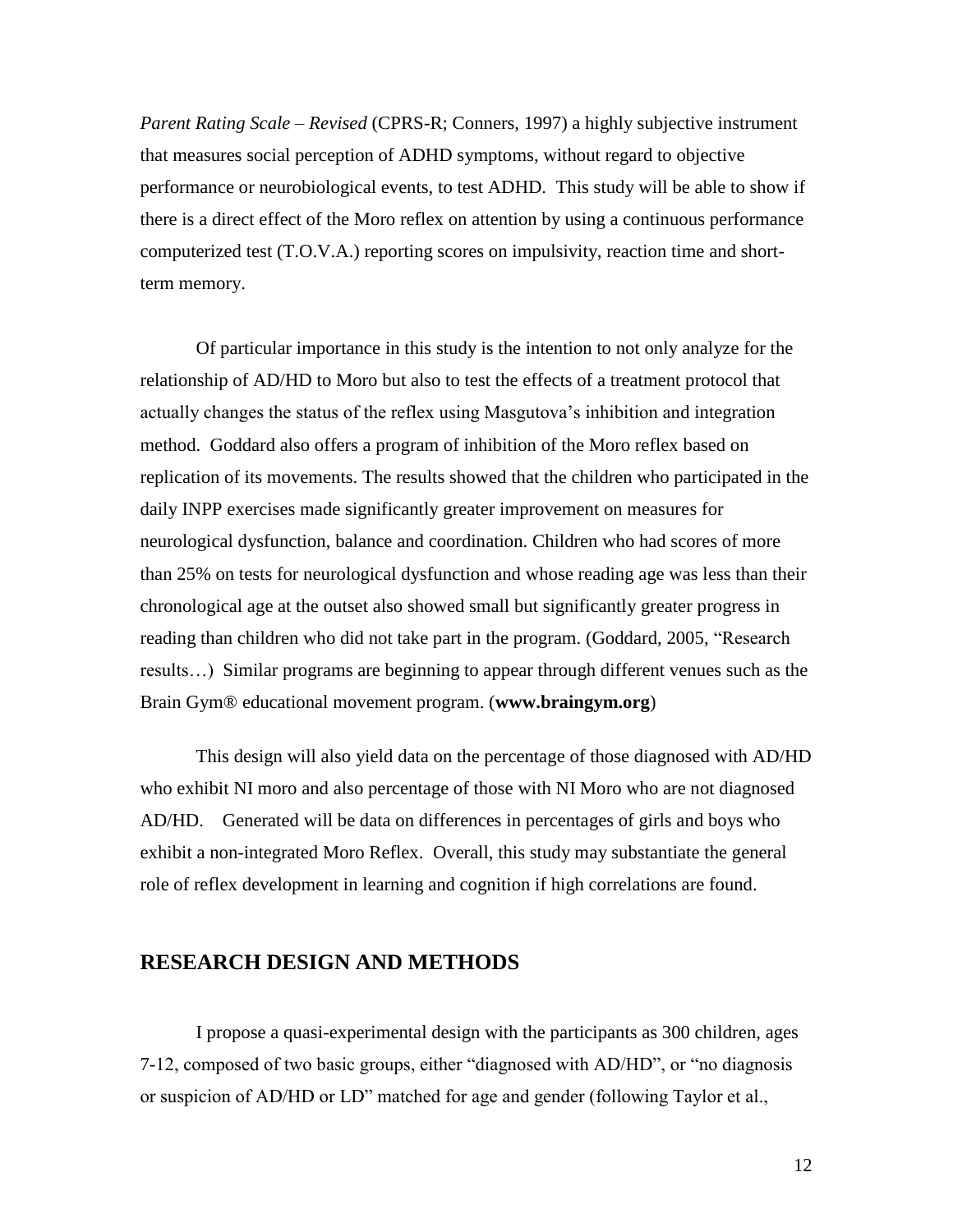*Parent Rating Scale – Revised* (CPRS-R; Conners, 1997) a highly subjective instrument that measures social perception of ADHD symptoms, without regard to objective performance or neurobiological events, to test ADHD. This study will be able to show if there is a direct effect of the Moro reflex on attention by using a continuous performance computerized test (T.O.V.A.) reporting scores on impulsivity, reaction time and short-term memory.

Of particular importance in this study is the intention to not only analyze for the relationship of AD/HD to Moro but also to test the effects of a treatment protocol that actually changes the status of the reflex using Masgutova's inhibition and integration method. Goddard also offers a program of inhibition of the Moro reflex based on replication of its movements. The results showed that the children who participated in the daily INPP exercises made significantly greater improvement on measures for neurological dysfunction, balance and coordination. Children who had scores of more than 25% on tests for neurological dysfunction and whose reading age was less than their chronological age at the outset also showed small but significantly greater progress in reading than children who did not take part in the program. (Goddard, 2005, "Research results…) Similar programs are beginning to appear through different venues such as the Brain Gym® educational movement program. (**www.braingym.org**)

This design will also yield data on the percentage of those diagnosed with AD/HD who exhibit NI moro and also percentage of those with NI Moro who are not diagnosed AD/HD. Generated will be data on differences in percentages of girls and boys who exhibit a non-integrated Moro Reflex. Overall, this study may substantiate the general role of reflex development in learning and cognition if high correlations are found.

## RESEARCH DESIGN AND METHODS

I propose a quasi-experimental design with the participants as 300 children, ages 7-12, composed of two basic groups, either "diagnosed with AD/HD", or "no diagnosis or suspicion of AD/HD or LD" matched for age and gender (following Taylor et al.,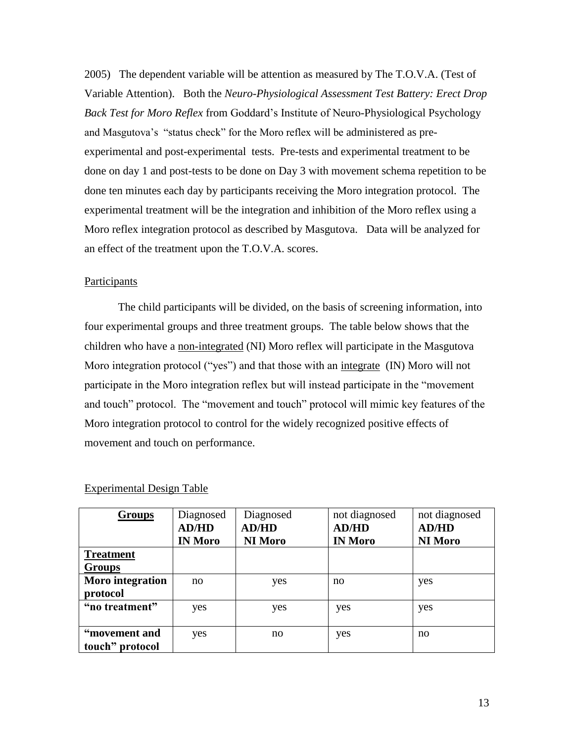2005) The dependent variable will be attention as measured by The T.O.V.A. (Test of Variable Attention). Both the *Neuro-Physiological Assessment Test Battery: Erect Drop Back Test for Moro Reflex* from Goddard's Institute of Neuro-Physiological Psychology and Masgutova's "status check" for the Moro reflex will be administered as pre-experimental and post-experimental tests. Pre-tests and experimental treatment to be done on day 1 and post-tests to be done on Day 3 with movement schema repetition to be done ten minutes each day by participants receiving the Moro integration protocol. The experimental treatment will be the integration and inhibition of the Moro reflex using a Moro reflex integration protocol as described by Masgutova. Data will be analyzed for an effect of the treatment upon the T.O.V.A. scores.

## Participants

The child participants will be divided, on the basis of screening information, into four experimental groups and three treatment groups. The table below shows that the children who have a non-integrated (NI) Moro reflex will participate in the Masgutova Moro integration protocol ("yes") and that those with an integrate (IN) Moro will not participate in the Moro integration reflex but will instead participate in the "movement and touch" protocol. The "movement and touch" protocol will mimic key features of the Moro integration protocol to control for the widely recognized positive effects of movement and touch on performance.

Experimental Design Table

| **Groups** | Diagnosed **AD/HD IN Moro** | Diagnosed **AD/HD NI Moro** | not diagnosed **AD/HD IN Moro** | not diagnosed **AD/HD NI Moro** |
|---|---|---|---|---|
| **Treatment Groups** | | | | |
| **Moro integration protocol** | no | yes | no | yes |
| **"no treatment"** | yes | yes | yes | yes |
| **"movement and touch" protocol** | yes | no | yes | no |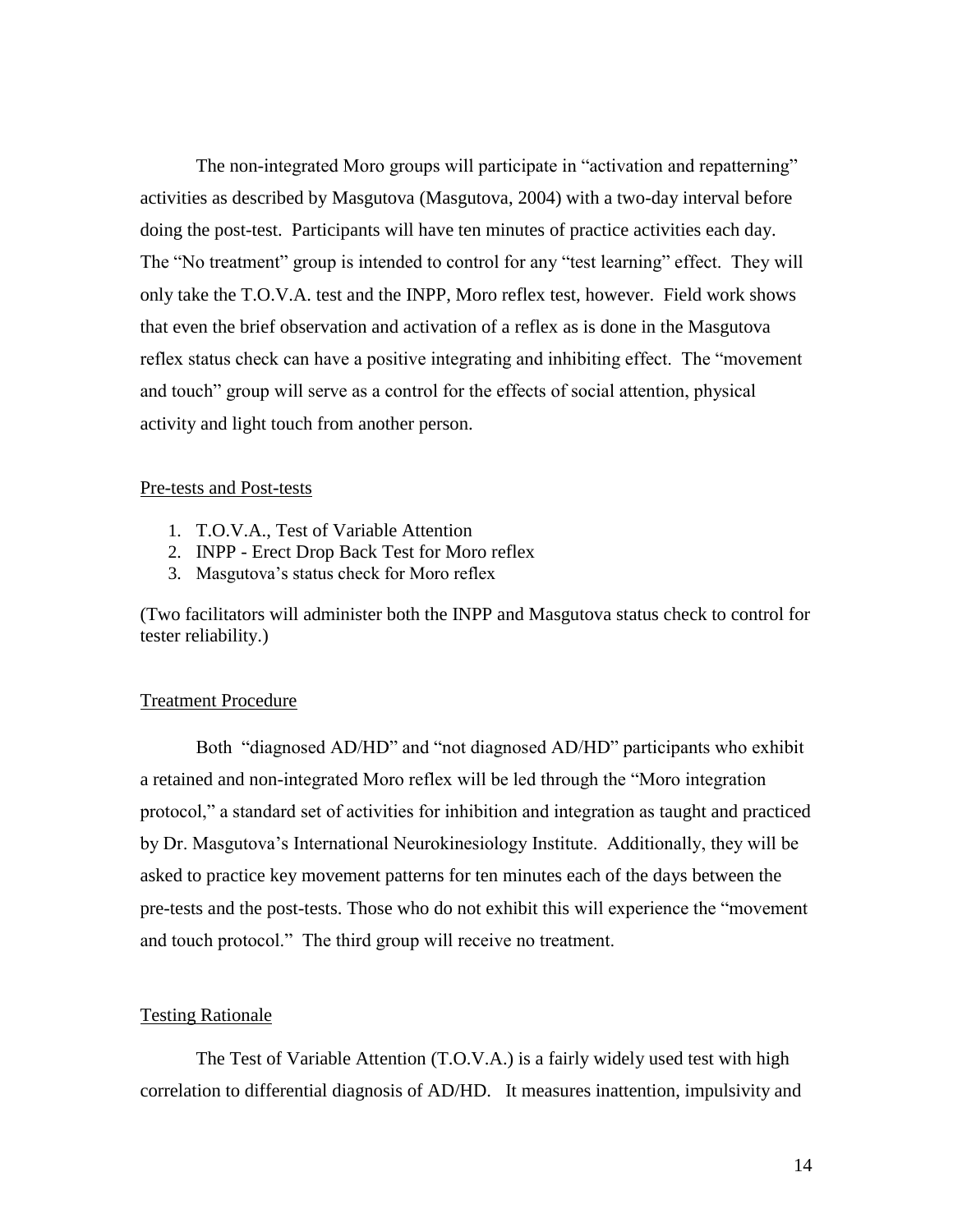The non-integrated Moro groups will participate in "activation and repatterning" activities as described by Masgutova (Masgutova, 2004) with a two-day interval before doing the post-test. Participants will have ten minutes of practice activities each day. The "No treatment" group is intended to control for any "test learning" effect. They will only take the T.O.V.A. test and the INPP, Moro reflex test, however. Field work shows that even the brief observation and activation of a reflex as is done in the Masgutova reflex status check can have a positive integrating and inhibiting effect. The "movement and touch" group will serve as a control for the effects of social attention, physical activity and light touch from another person.

## Pre-tests and Post-tests

1. T.O.V.A., Test of Variable Attention
2. INPP - Erect Drop Back Test for Moro reflex
3. Masgutova's status check for Moro reflex

(Two facilitators will administer both the INPP and Masgutova status check to control for tester reliability.)

## Treatment Procedure

Both "diagnosed AD/HD" and "not diagnosed AD/HD" participants who exhibit a retained and non-integrated Moro reflex will be led through the "Moro integration protocol," a standard set of activities for inhibition and integration as taught and practiced by Dr. Masgutova's International Neurokinesiology Institute. Additionally, they will be asked to practice key movement patterns for ten minutes each of the days between the pre-tests and the post-tests. Those who do not exhibit this will experience the "movement and touch protocol." The third group will receive no treatment.

## Testing Rationale

The Test of Variable Attention (T.O.V.A.) is a fairly widely used test with high correlation to differential diagnosis of AD/HD. It measures inattention, impulsivity and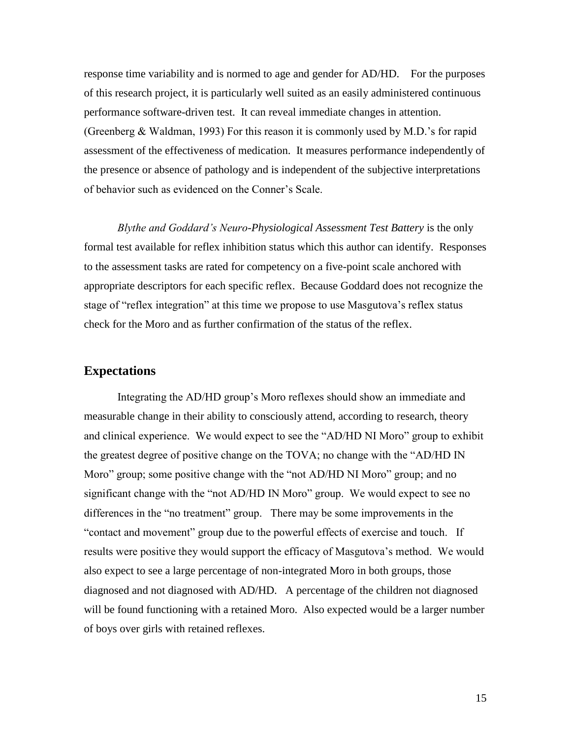response time variability and is normed to age and gender for AD/HD. For the purposes of this research project, it is particularly well suited as an easily administered continuous performance software-driven test. It can reveal immediate changes in attention. (Greenberg & Waldman, 1993) For this reason it is commonly used by M.D.'s for rapid assessment of the effectiveness of medication. It measures performance independently of the presence or absence of pathology and is independent of the subjective interpretations of behavior such as evidenced on the Conner's Scale.

*Blythe and Goddard's Neuro-Physiological Assessment Test Battery* is the only formal test available for reflex inhibition status which this author can identify. Responses to the assessment tasks are rated for competency on a five-point scale anchored with appropriate descriptors for each specific reflex. Because Goddard does not recognize the stage of "reflex integration" at this time we propose to use Masgutova's reflex status check for the Moro and as further confirmation of the status of the reflex.

## Expectations

Integrating the AD/HD group's Moro reflexes should show an immediate and measurable change in their ability to consciously attend, according to research, theory and clinical experience. We would expect to see the "AD/HD NI Moro" group to exhibit the greatest degree of positive change on the TOVA; no change with the "AD/HD IN Moro" group; some positive change with the "not AD/HD NI Moro" group; and no significant change with the "not AD/HD IN Moro" group. We would expect to see no differences in the "no treatment" group. There may be some improvements in the "contact and movement" group due to the powerful effects of exercise and touch. If results were positive they would support the efficacy of Masgutova's method. We would also expect to see a large percentage of non-integrated Moro in both groups, those diagnosed and not diagnosed with AD/HD. A percentage of the children not diagnosed will be found functioning with a retained Moro. Also expected would be a larger number of boys over girls with retained reflexes.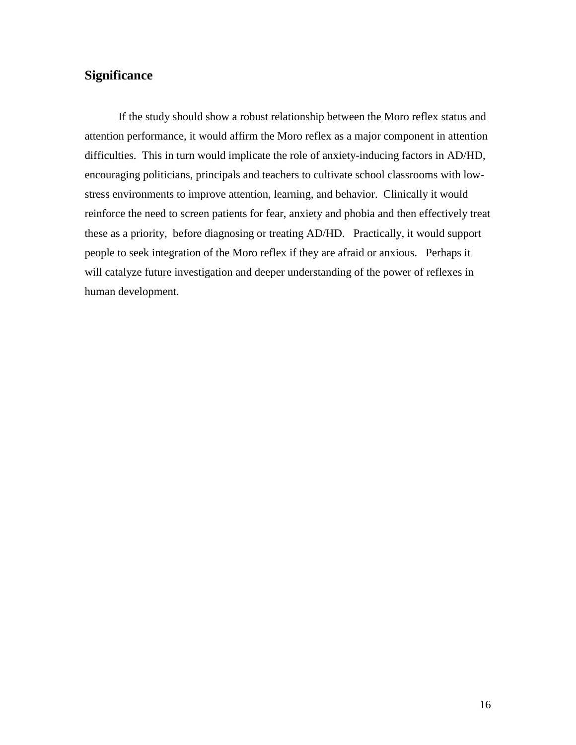## Significance

If the study should show a robust relationship between the Moro reflex status and attention performance, it would affirm the Moro reflex as a major component in attention difficulties. This in turn would implicate the role of anxiety-inducing factors in AD/HD, encouraging politicians, principals and teachers to cultivate school classrooms with low-stress environments to improve attention, learning, and behavior. Clinically it would reinforce the need to screen patients for fear, anxiety and phobia and then effectively treat these as a priority, before diagnosing or treating AD/HD. Practically, it would support people to seek integration of the Moro reflex if they are afraid or anxious. Perhaps it will catalyze future investigation and deeper understanding of the power of reflexes in human development.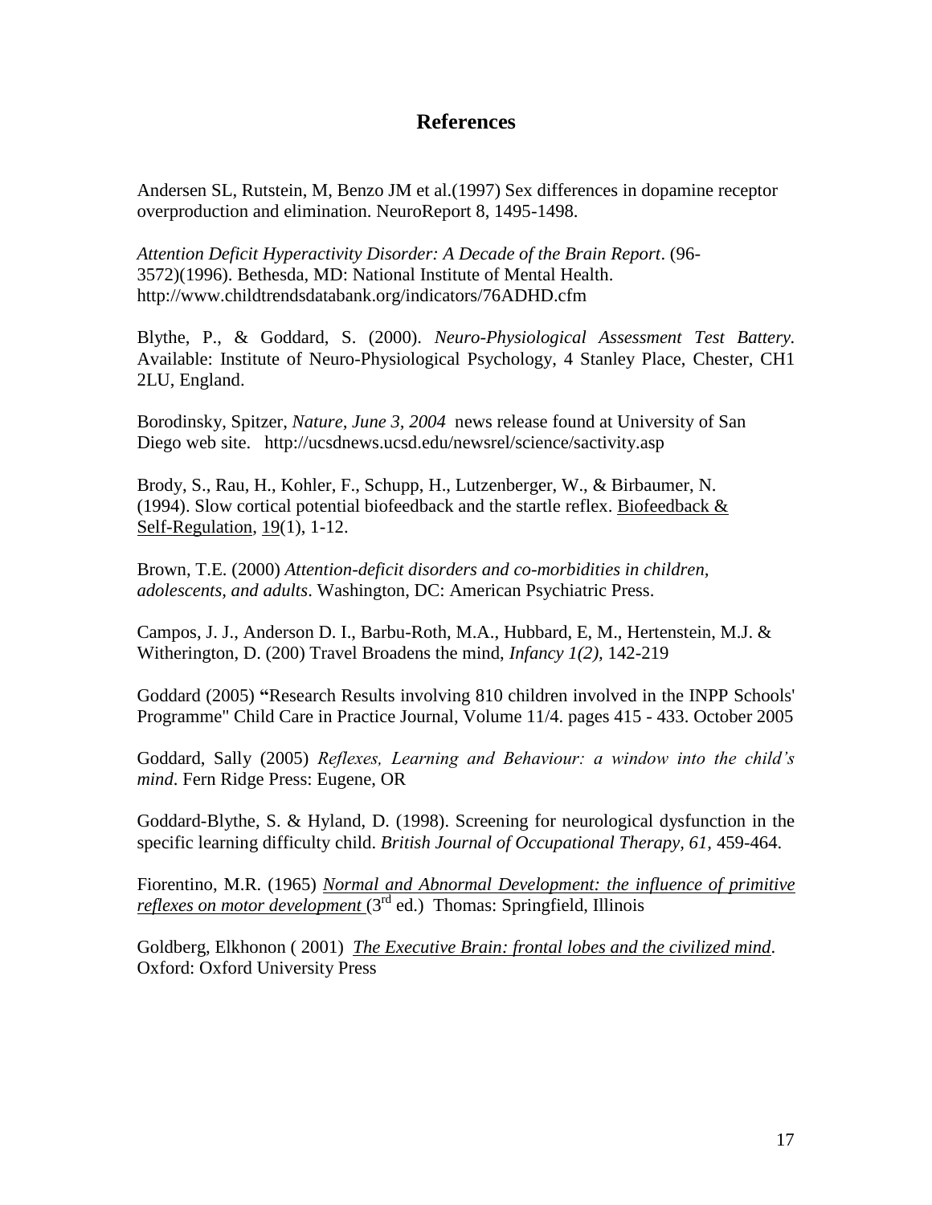## References

Andersen SL, Rutstein, M, Benzo JM et al.(1997) Sex differences in dopamine receptor overproduction and elimination. NeuroReport 8, 1495-1498.

*Attention Deficit Hyperactivity Disorder: A Decade of the Brain Report*. (96-3572)(1996). Bethesda, MD: National Institute of Mental Health. http://www.childtrendsdatabank.org/indicators/76ADHD.cfm

Blythe, P., & Goddard, S. (2000). *Neuro-Physiological Assessment Test Battery*. Available: Institute of Neuro-Physiological Psychology, 4 Stanley Place, Chester, CH1 2LU, England.

Borodinsky, Spitzer, *Nature, June 3, 2004* news release found at University of San Diego web site. http://ucsdnews.ucsd.edu/newsrel/science/sactivity.asp

Brody, S., Rau, H., Kohler, F., Schupp, H., Lutzenberger, W., & Birbaumer, N. (1994). Slow cortical potential biofeedback and the startle reflex. Biofeedback & Self-Regulation, 19(1), 1-12.

Brown, T.E. (2000) *Attention-deficit disorders and co-morbidities in children, adolescents, and adults*. Washington, DC: American Psychiatric Press.

Campos, J. J., Anderson D. I., Barbu-Roth, M.A., Hubbard, E, M., Hertenstein, M.J. & Witherington, D. (200) Travel Broadens the mind, *Infancy 1(2)*, 142-219

Goddard (2005) **"**Research Results involving 810 children involved in the INPP Schools' Programme" Child Care in Practice Journal, Volume 11/4. pages 415 - 433. October 2005

Goddard, Sally (2005) *Reflexes, Learning and Behaviour: a window into the child's mind*. Fern Ridge Press: Eugene, OR

Goddard-Blythe, S. & Hyland, D. (1998). Screening for neurological dysfunction in the specific learning difficulty child. *British Journal of Occupational Therapy*, *61*, 459-464.

Fiorentino, M.R. (1965) *Normal and Abnormal Development: the influence of primitive reflexes on motor development* (3rd ed.) Thomas: Springfield, Illinois

Goldberg, Elkhonon ( 2001) *The Executive Brain: frontal lobes and the civilized mind*. Oxford: Oxford University Press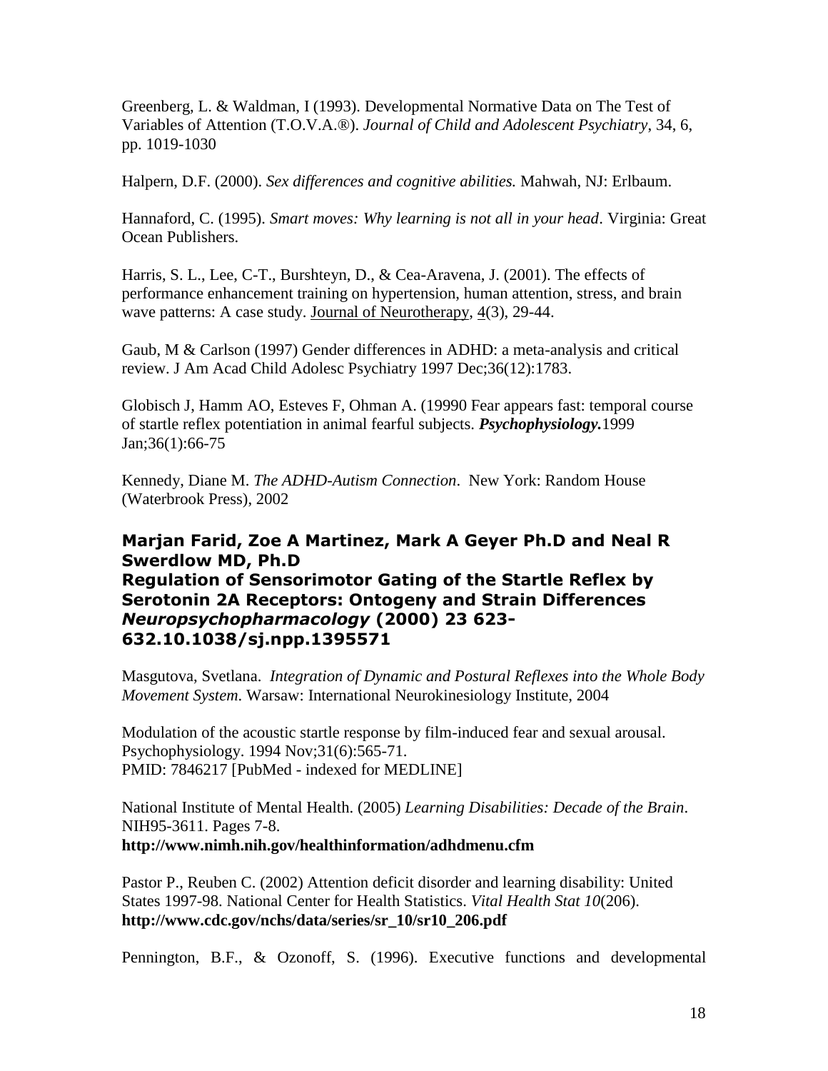Greenberg, L. & Waldman, I (1993). Developmental Normative Data on The Test of Variables of Attention (T.O.V.A.®). *Journal of Child and Adolescent Psychiatry*, 34, 6, pp. 1019-1030

Halpern, D.F. (2000). *Sex differences and cognitive abilities.* Mahwah, NJ: Erlbaum.

Hannaford, C. (1995). *Smart moves: Why learning is not all in your head*. Virginia: Great Ocean Publishers.

Harris, S. L., Lee, C-T., Burshteyn, D., & Cea-Aravena, J. (2001). The effects of performance enhancement training on hypertension, human attention, stress, and brain wave patterns: A case study. Journal of Neurotherapy, 4(3), 29-44.

Gaub, M & Carlson (1997) Gender differences in ADHD: a meta-analysis and critical review. J Am Acad Child Adolesc Psychiatry 1997 Dec;36(12):1783.

Globisch J, Hamm AO, Esteves F, Ohman A. (19990 Fear appears fast: temporal course of startle reflex potentiation in animal fearful subjects. ***Psychophysiology.***1999 Jan;36(1):66-75

Kennedy, Diane M. *The ADHD-Autism Connection*. New York: Random House (Waterbrook Press), 2002

**Marjan Farid, Zoe A Martinez, Mark A Geyer Ph.D and Neal R Swerdlow MD, Ph.D**
**Regulation of Sensorimotor Gating of the Startle Reflex by Serotonin 2A Receptors: Ontogeny and Strain Differences** ***Neuropsychopharmacology*** **(2000) 23 623-632.10.1038/sj.npp.1395571**

Masgutova, Svetlana. *Integration of Dynamic and Postural Reflexes into the Whole Body Movement System*. Warsaw: International Neurokinesiology Institute, 2004

Modulation of the acoustic startle response by film-induced fear and sexual arousal. Psychophysiology. 1994 Nov;31(6):565-71.
PMID: 7846217 [PubMed - indexed for MEDLINE]

National Institute of Mental Health. (2005) *Learning Disabilities: Decade of the Brain*. NIH95-3611. Pages 7-8.
**http://www.nimh.nih.gov/healthinformation/adhdmenu.cfm**

Pastor P., Reuben C. (2002) Attention deficit disorder and learning disability: United States 1997-98. National Center for Health Statistics. *Vital Health Stat 10*(206).
**http://www.cdc.gov/nchs/data/series/sr_10/sr10_206.pdf**

Pennington, B.F., & Ozonoff, S. (1996). Executive functions and developmental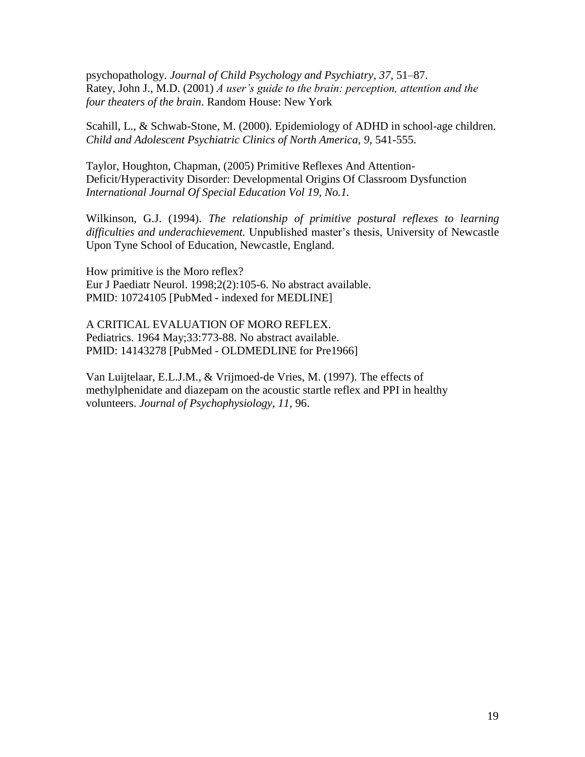psychopathology. *Journal of Child Psychology and Psychiatry*, *37*, 51–87.
Ratey, John J., M.D. (2001) *A user's guide to the brain: perception, attention and the four theaters of the brain*. Random House: New York

Scahill, L., & Schwab-Stone, M. (2000). Epidemiology of ADHD in school-age children. *Child and Adolescent Psychiatric Clinics of North America*, *9*, 541-555.

Taylor, Houghton, Chapman, (2005) Primitive Reflexes And Attention-Deficit/Hyperactivity Disorder: Developmental Origins Of Classroom Dysfunction *International Journal Of Special Education Vol 19, No.1.*

Wilkinson, G.J. (1994). *The relationship of primitive postural reflexes to learning difficulties and underachievement.* Unpublished master's thesis, University of Newcastle Upon Tyne School of Education, Newcastle, England.

How primitive is the Moro reflex?
Eur J Paediatr Neurol. 1998;2(2):105-6. No abstract available.
PMID: 10724105 [PubMed - indexed for MEDLINE]

A CRITICAL EVALUATION OF MORO REFLEX.
Pediatrics. 1964 May;33:773-88. No abstract available.
PMID: 14143278 [PubMed - OLDMEDLINE for Pre1966]

Van Luijtelaar, E.L.J.M., & Vrijmoed-de Vries, M. (1997). The effects of methylphenidate and diazepam on the acoustic startle reflex and PPI in healthy volunteers. *Journal of Psychophysiology*, *11*, 96.